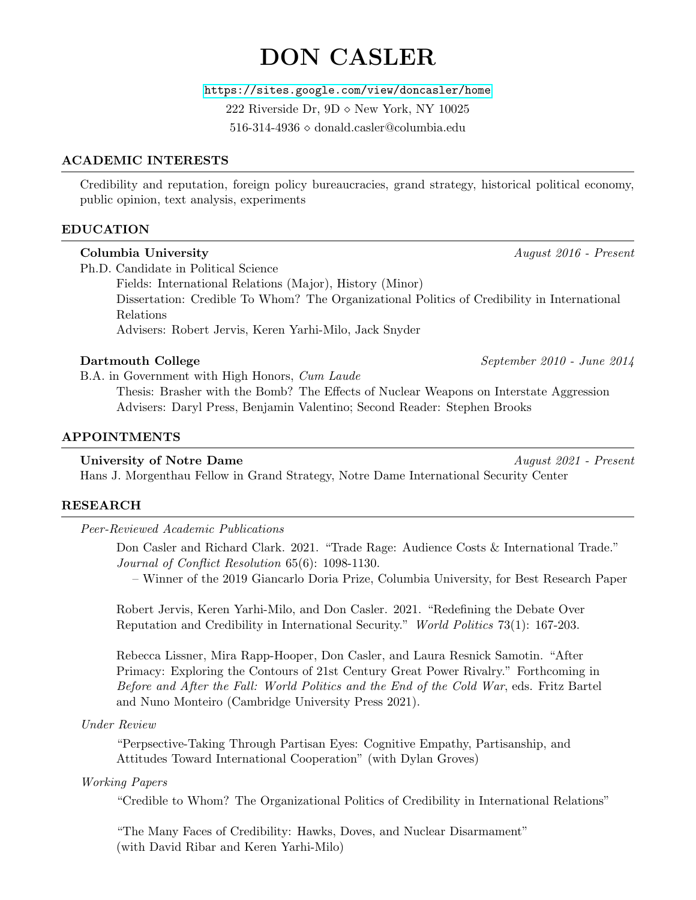# DON CASLER

https://sites.google.com/view/doncasler/home

222 Riverside Dr, 9D ⋄ New York, NY 10025

516-314-4936 ⋄ donald.casler@columbia.edu

## ACADEMIC INTERESTS

Credibility and reputation, foreign policy bureaucracies, grand strategy, historical political economy, public opinion, text analysis, experiments

## EDUCATION

**Columbia University** *August 2016 - Present*

Ph.D. Candidate in Political Science

Fields: International Relations (Major), History (Minor)

Dissertation: Credible To Whom? The Organizational Politics of Credibility in International Relations

Advisers: Robert Jervis, Keren Yarhi-Milo, Jack Snyder

**Dartmouth College** *September 2010 - June 2014*

B.A. in Government with High Honors, *Cum Laude*

Thesis: Brasher with the Bomb? The Effects of Nuclear Weapons on Interstate Aggression

Advisers: Daryl Press, Benjamin Valentino; Second Reader: Stephen Brooks

## APPOINTMENTS

**University of Notre Dame** *August 2021 - Present*

Hans J. Morgenthau Fellow in Grand Strategy, Notre Dame International Security Center

## RESEARCH

*Peer-Reviewed Academic Publications*

Don Casler and Richard Clark. 2021. "Trade Rage: Audience Costs & International Trade." *Journal of Conflict Resolution* 65(6): 1098-1130.

– Winner of the 2019 Giancarlo Doria Prize, Columbia University, for Best Research Paper

Robert Jervis, Keren Yarhi-Milo, and Don Casler. 2021. "Redefining the Debate Over Reputation and Credibility in International Security." *World Politics* 73(1): 167-203.

Rebecca Lissner, Mira Rapp-Hooper, Don Casler, and Laura Resnick Samotin. "After Primacy: Exploring the Contours of 21st Century Great Power Rivalry." Forthcoming in *Before and After the Fall: World Politics and the End of the Cold War*, eds. Fritz Bartel and Nuno Monteiro (Cambridge University Press 2021).

*Under Review*

"Perpsective-Taking Through Partisan Eyes: Cognitive Empathy, Partisanship, and Attitudes Toward International Cooperation" (with Dylan Groves)

*Working Papers*

"Credible to Whom? The Organizational Politics of Credibility in International Relations"

"The Many Faces of Credibility: Hawks, Doves, and Nuclear Disarmament" (with David Ribar and Keren Yarhi-Milo)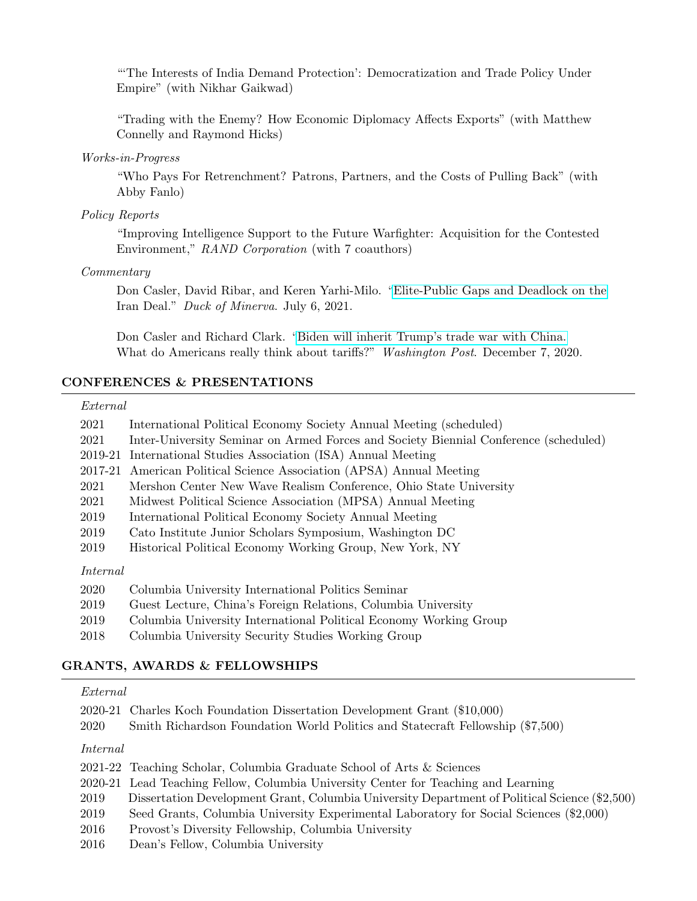"'The Interests of India Demand Protection': Democratization and Trade Policy Under Empire" (with Nikhar Gaikwad)

"Trading with the Enemy? How Economic Diplomacy Affects Exports" (with Matthew Connelly and Raymond Hicks)

*Works-in-Progress*

"Who Pays For Retrenchment? Patrons, Partners, and the Costs of Pulling Back" (with Abby Fanlo)

*Policy Reports*

"Improving Intelligence Support to the Future Warfighter: Acquisition for the Contested Environment," *RAND Corporation* (with 7 coauthors)

*Commentary*

Don Casler, David Ribar, and Keren Yarhi-Milo. "Elite-Public Gaps and Deadlock on the Iran Deal." *Duck of Minerva*. July 6, 2021.

Don Casler and Richard Clark. "Biden will inherit Trump's trade war with China. What do Americans really think about tariffs?" *Washington Post*. December 7, 2020.

## CONFERENCES & PRESENTATIONS

*External*

| | |
|---|---|
| 2021 | International Political Economy Society Annual Meeting (scheduled) |
| 2021 | Inter-University Seminar on Armed Forces and Society Biennial Conference (scheduled) |
| 2019-21 | International Studies Association (ISA) Annual Meeting |
| 2017-21 | American Political Science Association (APSA) Annual Meeting |
| 2021 | Mershon Center New Wave Realism Conference, Ohio State University |
| 2021 | Midwest Political Science Association (MPSA) Annual Meeting |
| 2019 | International Political Economy Society Annual Meeting |
| 2019 | Cato Institute Junior Scholars Symposium, Washington DC |
| 2019 | Historical Political Economy Working Group, New York, NY |

*Internal*

| | |
|---|---|
| 2020 | Columbia University International Politics Seminar |
| 2019 | Guest Lecture, China's Foreign Relations, Columbia University |
| 2019 | Columbia University International Political Economy Working Group |
| 2018 | Columbia University Security Studies Working Group |

## GRANTS, AWARDS & FELLOWSHIPS

*External*

| | |
|---|---|
| 2020-21 | Charles Koch Foundation Dissertation Development Grant ($10,000) |
| 2020 | Smith Richardson Foundation World Politics and Statecraft Fellowship ($7,500) |

*Internal*

| | |
|---|---|
| 2021-22 | Teaching Scholar, Columbia Graduate School of Arts & Sciences |
| 2020-21 | Lead Teaching Fellow, Columbia University Center for Teaching and Learning |
| 2019 | Dissertation Development Grant, Columbia University Department of Political Science ($2,500) |
| 2019 | Seed Grants, Columbia University Experimental Laboratory for Social Sciences ($2,000) |
| 2016 | Provost's Diversity Fellowship, Columbia University |
| 2016 | Dean's Fellow, Columbia University |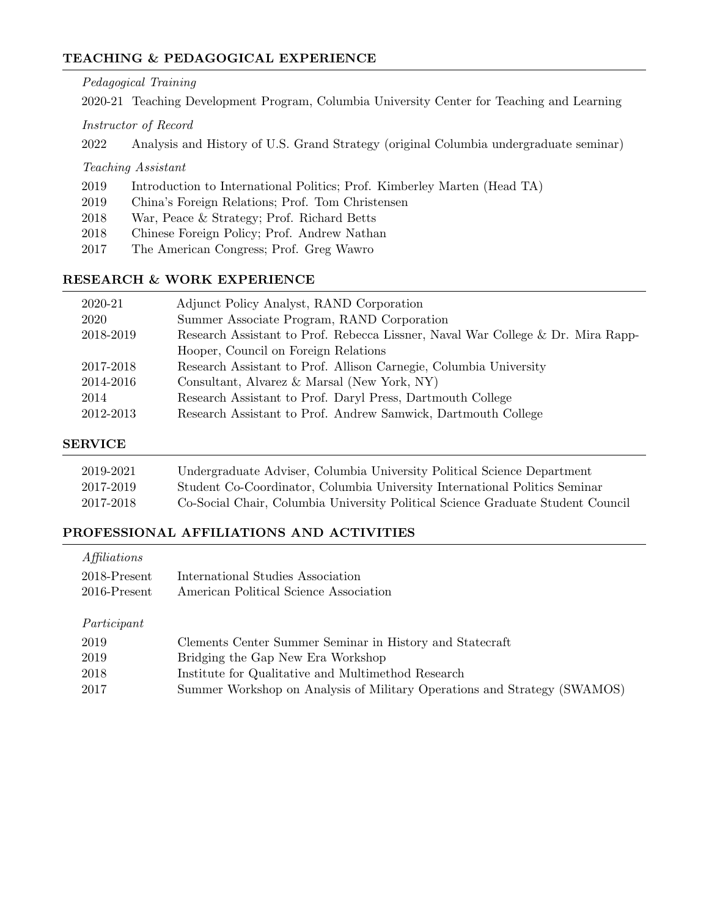## TEACHING & PEDAGOGICAL EXPERIENCE

*Pedagogical Training*

2020-21 Teaching Development Program, Columbia University Center for Teaching and Learning

*Instructor of Record*

2022 Analysis and History of U.S. Grand Strategy (original Columbia undergraduate seminar)

*Teaching Assistant*

2019 Introduction to International Politics; Prof. Kimberley Marten (Head TA)
2019 China's Foreign Relations; Prof. Tom Christensen
2018 War, Peace & Strategy; Prof. Richard Betts
2018 Chinese Foreign Policy; Prof. Andrew Nathan
2017 The American Congress; Prof. Greg Wawro

## RESEARCH & WORK EXPERIENCE

| | |
|---|---|
| 2020-21 | Adjunct Policy Analyst, RAND Corporation |
| 2020 | Summer Associate Program, RAND Corporation |
| 2018-2019 | Research Assistant to Prof. Rebecca Lissner, Naval War College & Dr. Mira Rapp-Hooper, Council on Foreign Relations |
| 2017-2018 | Research Assistant to Prof. Allison Carnegie, Columbia University |
| 2014-2016 | Consultant, Alvarez & Marsal (New York, NY) |
| 2014 | Research Assistant to Prof. Daryl Press, Dartmouth College |
| 2012-2013 | Research Assistant to Prof. Andrew Samwick, Dartmouth College |

## SERVICE

| | |
|---|---|
| 2019-2021 | Undergraduate Adviser, Columbia University Political Science Department |
| 2017-2019 | Student Co-Coordinator, Columbia University International Politics Seminar |
| 2017-2018 | Co-Social Chair, Columbia University Political Science Graduate Student Council |

## PROFESSIONAL AFFILIATIONS AND ACTIVITIES

*Affiliations*

| | |
|---|---|
| 2018-Present | International Studies Association |
| 2016-Present | American Political Science Association |

*Participant*

| | |
|---|---|
| 2019 | Clements Center Summer Seminar in History and Statecraft |
| 2019 | Bridging the Gap New Era Workshop |
| 2018 | Institute for Qualitative and Multimethod Research |
| 2017 | Summer Workshop on Analysis of Military Operations and Strategy (SWAMOS) |